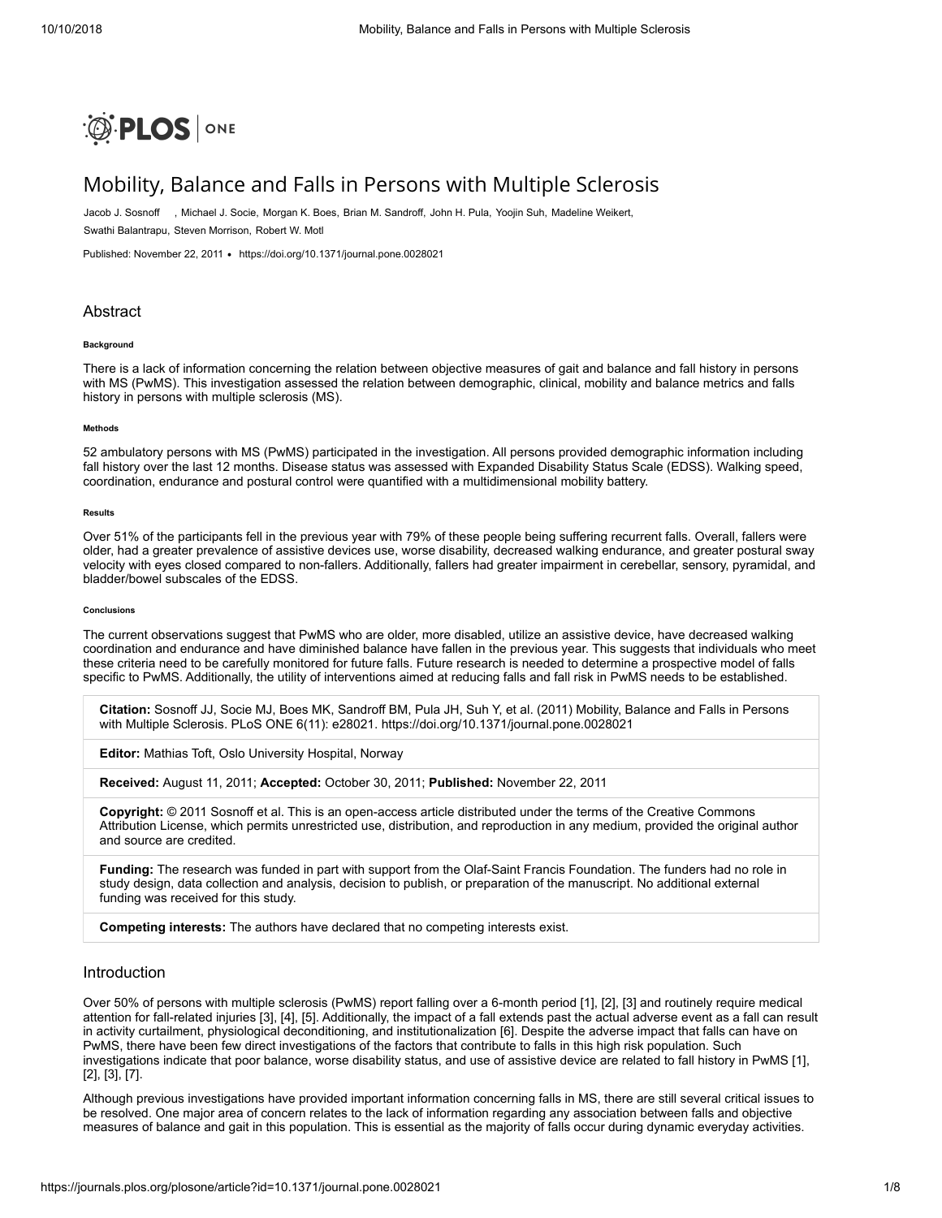PLOS | ONE

# Mobility, Balance and Falls in Persons with Multiple Sclerosis

Jacob J. Sosnoff , Michael J. Socie, Morgan K. Boes, Brian M. Sandroff, John H. Pula, Yoojin Suh, Madeline Weikert, Swathi Balantrapu, Steven Morrison, Robert W. Motl

Published: November 22, 2011 • https://doi.org/10.1371/journal.pone.0028021

## Abstract

#### Background

There is a lack of information concerning the relation between objective measures of gait and balance and fall history in persons with MS (PwMS). This investigation assessed the relation between demographic, clinical, mobility and balance metrics and falls history in persons with multiple sclerosis (MS).

#### Methods

52 ambulatory persons with MS (PwMS) participated in the investigation. All persons provided demographic information including fall history over the last 12 months. Disease status was assessed with Expanded Disability Status Scale (EDSS). Walking speed, coordination, endurance and postural control were quantified with a multidimensional mobility battery.

#### Results

Over 51% of the participants fell in the previous year with 79% of these people being suffering recurrent falls. Overall, fallers were older, had a greater prevalence of assistive devices use, worse disability, decreased walking endurance, and greater postural sway velocity with eyes closed compared to non-fallers. Additionally, fallers had greater impairment in cerebellar, sensory, pyramidal, and bladder/bowel subscales of the EDSS.

#### Conclusions

The current observations suggest that PwMS who are older, more disabled, utilize an assistive device, have decreased walking coordination and endurance and have diminished balance have fallen in the previous year. This suggests that individuals who meet these criteria need to be carefully monitored for future falls. Future research is needed to determine a prospective model of falls specific to PwMS. Additionally, the utility of interventions aimed at reducing falls and fall risk in PwMS needs to be established.

**Citation:** Sosnoff JJ, Socie MJ, Boes MK, Sandroff BM, Pula JH, Suh Y, et al. (2011) Mobility, Balance and Falls in Persons with Multiple Sclerosis. PLoS ONE 6(11): e28021. https://doi.org/10.1371/journal.pone.0028021

**Editor:** Mathias Toft, Oslo University Hospital, Norway

**Received:** August 11, 2011; **Accepted:** October 30, 2011; **Published:** November 22, 2011

**Copyright:** © 2011 Sosnoff et al. This is an open-access article distributed under the terms of the Creative Commons Attribution License, which permits unrestricted use, distribution, and reproduction in any medium, provided the original author and source are credited.

**Funding:** The research was funded in part with support from the Olaf-Saint Francis Foundation. The funders had no role in study design, data collection and analysis, decision to publish, or preparation of the manuscript. No additional external funding was received for this study.

**Competing interests:** The authors have declared that no competing interests exist.

## Introduction

Over 50% of persons with multiple sclerosis (PwMS) report falling over a 6-month period [1], [2], [3] and routinely require medical attention for fall-related injuries [3], [4], [5]. Additionally, the impact of a fall extends past the actual adverse event as a fall can result in activity curtailment, physiological deconditioning, and institutionalization [6]. Despite the adverse impact that falls can have on PwMS, there have been few direct investigations of the factors that contribute to falls in this high risk population. Such investigations indicate that poor balance, worse disability status, and use of assistive device are related to fall history in PwMS [1], [2], [3], [7].

Although previous investigations have provided important information concerning falls in MS, there are still several critical issues to be resolved. One major area of concern relates to the lack of information regarding any association between falls and objective measures of balance and gait in this population. This is essential as the majority of falls occur during dynamic everyday activities.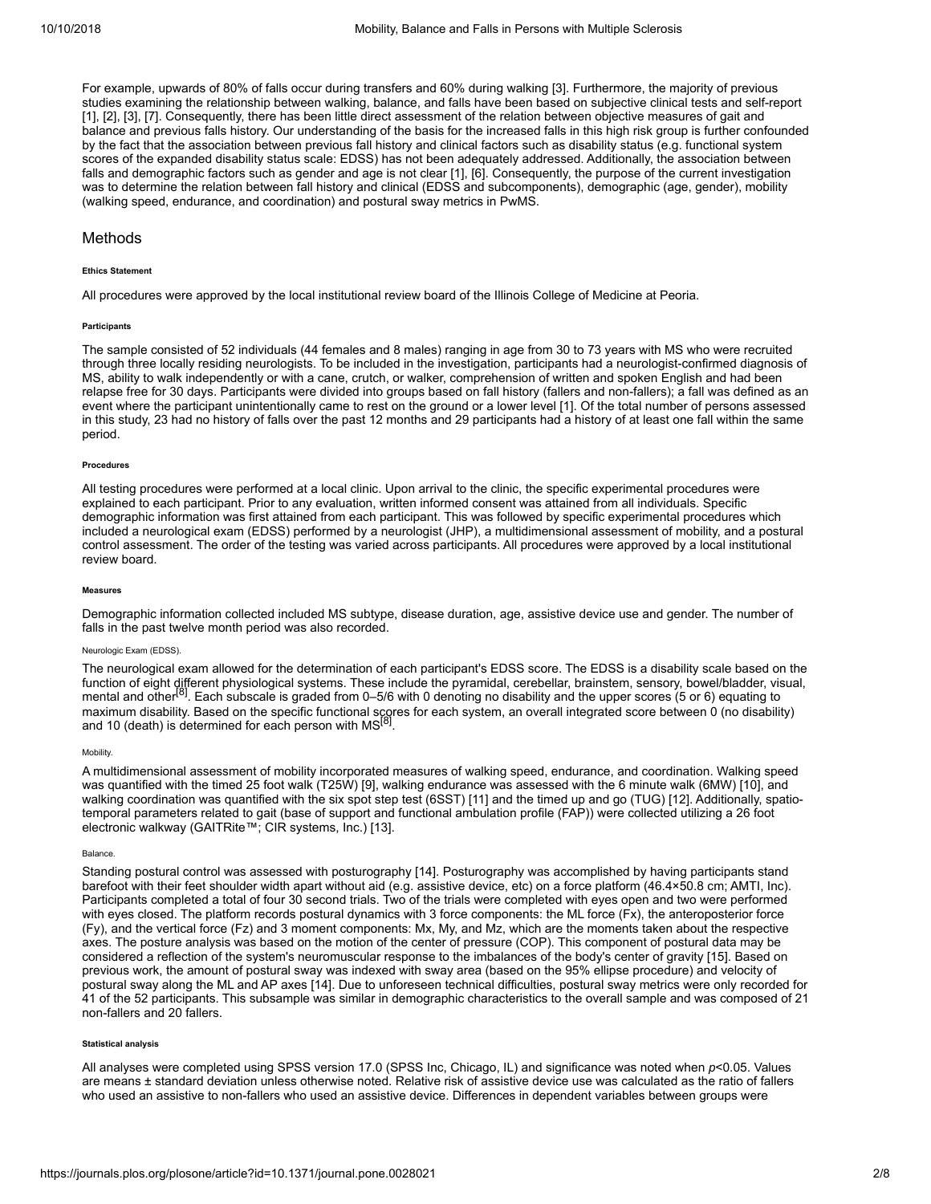For example, upwards of 80% of falls occur during transfers and 60% during walking [3]. Furthermore, the majority of previous studies examining the relationship between walking, balance, and falls have been based on subjective clinical tests and self-report [1], [2], [3], [7]. Consequently, there has been little direct assessment of the relation between objective measures of gait and balance and previous falls history. Our understanding of the basis for the increased falls in this high risk group is further confounded by the fact that the association between previous fall history and clinical factors such as disability status (e.g. functional system scores of the expanded disability status scale: EDSS) has not been adequately addressed. Additionally, the association between falls and demographic factors such as gender and age is not clear [1], [6]. Consequently, the purpose of the current investigation was to determine the relation between fall history and clinical (EDSS and subcomponents), demographic (age, gender), mobility (walking speed, endurance, and coordination) and postural sway metrics in PwMS.

## Methods

#### Ethics Statement

All procedures were approved by the local institutional review board of the Illinois College of Medicine at Peoria.

#### Participants

The sample consisted of 52 individuals (44 females and 8 males) ranging in age from 30 to 73 years with MS who were recruited through three locally residing neurologists. To be included in the investigation, participants had a neurologist-confirmed diagnosis of MS, ability to walk independently or with a cane, crutch, or walker, comprehension of written and spoken English and had been relapse free for 30 days. Participants were divided into groups based on fall history (fallers and non-fallers); a fall was defined as an event where the participant unintentionally came to rest on the ground or a lower level [1]. Of the total number of persons assessed in this study, 23 had no history of falls over the past 12 months and 29 participants had a history of at least one fall within the same period.

#### Procedures

All testing procedures were performed at a local clinic. Upon arrival to the clinic, the specific experimental procedures were explained to each participant. Prior to any evaluation, written informed consent was attained from all individuals. Specific demographic information was first attained from each participant. This was followed by specific experimental procedures which included a neurological exam (EDSS) performed by a neurologist (JHP), a multidimensional assessment of mobility, and a postural control assessment. The order of the testing was varied across participants. All procedures were approved by a local institutional review board.

#### Measures

Demographic information collected included MS subtype, disease duration, age, assistive device use and gender. The number of falls in the past twelve month period was also recorded.

##### Neurologic Exam (EDSS).

The neurological exam allowed for the determination of each participant's EDSS score. The EDSS is a disability scale based on the function of eight different physiological systems. These include the pyramidal, cerebellar, brainstem, sensory, bowel/bladder, visual, mental and other[8]. Each subscale is graded from 0–5/6 with 0 denoting no disability and the upper scores (5 or 6) equating to maximum disability. Based on the specific functional scores for each system, an overall integrated score between 0 (no disability) and 10 (death) is determined for each person with MS[8].

##### Mobility.

A multidimensional assessment of mobility incorporated measures of walking speed, endurance, and coordination. Walking speed was quantified with the timed 25 foot walk (T25W) [9], walking endurance was assessed with the 6 minute walk (6MW) [10], and walking coordination was quantified with the six spot step test (6SST) [11] and the timed up and go (TUG) [12]. Additionally, spatio-temporal parameters related to gait (base of support and functional ambulation profile (FAP)) were collected utilizing a 26 foot electronic walkway (GAITRite™; CIR systems, Inc.) [13].

##### Balance.

Standing postural control was assessed with posturography [14]. Posturography was accomplished by having participants stand barefoot with their feet shoulder width apart without aid (e.g. assistive device, etc) on a force platform (46.4×50.8 cm; AMTI, Inc). Participants completed a total of four 30 second trials. Two of the trials were completed with eyes open and two were performed with eyes closed. The platform records postural dynamics with 3 force components: the ML force (Fx), the anteroposterior force (Fy), and the vertical force (Fz) and 3 moment components: Mx, My, and Mz, which are the moments taken about the respective axes. The posture analysis was based on the motion of the center of pressure (COP). This component of postural data may be considered a reflection of the system's neuromuscular response to the imbalances of the body's center of gravity [15]. Based on previous work, the amount of postural sway was indexed with sway area (based on the 95% ellipse procedure) and velocity of postural sway along the ML and AP axes [14]. Due to unforeseen technical difficulties, postural sway metrics were only recorded for 41 of the 52 participants. This subsample was similar in demographic characteristics to the overall sample and was composed of 21 non-fallers and 20 fallers.

#### Statistical analysis

All analyses were completed using SPSS version 17.0 (SPSS Inc, Chicago, IL) and significance was noted when $p<0.05$. Values are means ± standard deviation unless otherwise noted. Relative risk of assistive device use was calculated as the ratio of fallers who used an assistive to non-fallers who used an assistive device. Differences in dependent variables between groups were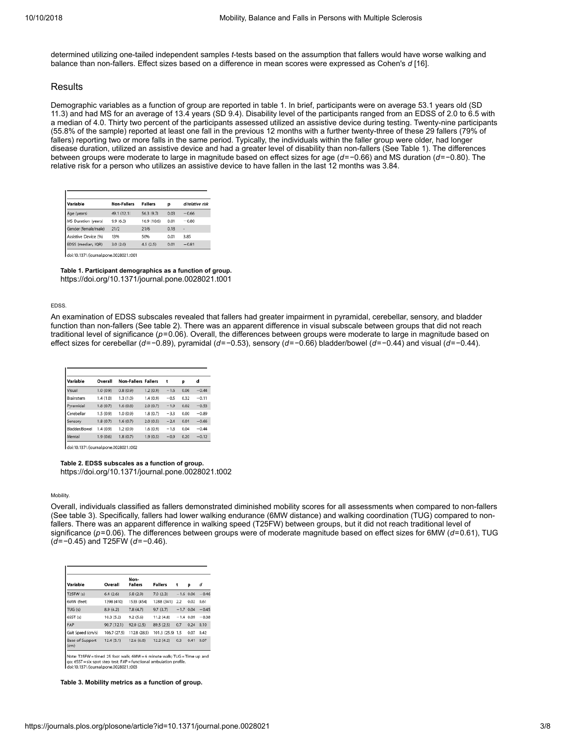determined utilizing one-tailed independent samples *t*-tests based on the assumption that fallers would have worse walking and balance than non-fallers. Effect sizes based on a difference in mean scores were expressed as Cohen's *d* [16].

## Results

Demographic variables as a function of group are reported in table 1. In brief, participants were on average 53.1 years old (SD 11.3) and had MS for an average of 13.4 years (SD 9.4). Disability level of the participants ranged from an EDSS of 2.0 to 6.5 with a median of 4.0. Thirty two percent of the participants assessed utilized an assistive device during testing. Twenty-nine participants (55.8% of the sample) reported at least one fall in the previous 12 months with a further twenty-three of these 29 fallers (79% of fallers) reporting two or more falls in the same period. Typically, the individuals within the faller group were older, had longer disease duration, utilized an assistive device and had a greater level of disability than non-fallers (See Table 1). The differences between groups were moderate to large in magnitude based on effect sizes for age ($d = -0.66$) and MS duration ($d = -0.80$). The relative risk for a person who utilizes an assistive device to have fallen in the last 12 months was 3.84.

| Variable | Non-Fallers | Fallers | p | d/relative risk |
|---|---|---|---|---|
| Age (years) | 49.1 (12.1) | 56.3 (9.7) | 0.03 | −0.66 |
| MS Duration (years) | 9.9 (6.5) | 16.9 (10.6) | 0.01 | −0.80 |
| Gender (female/male) | 21/2 | 21/6 | 0.18 | - |
| Assistive Device (%) | 13% | 50% | 0.01 | 3.85 |
| EDSS (median, IQR) | 3.0 (2.0) | 4.5 (2.5) | 0.01 | −0.81 |

doi:10.1371/journal.pone.0028021.t001

**Table 1. Participant demographics as a function of group.**
https://doi.org/10.1371/journal.pone.0028021.t001

### EDSS.

An examination of EDSS subscales revealed that fallers had greater impairment in pyramidal, cerebellar, sensory, and bladder function than non-fallers (See table 2). There was an apparent difference in visual subscale between groups that did not reach traditional level of significance ($p = 0.06$). Overall, the differences between groups were moderate to large in magnitude based on effect sizes for cerebellar ($d = -0.89$), pyramidal ($d = -0.53$), sensory ($d = -0.66$) bladder/bowel ($d = -0.44$) and visual ($d = -0.44$).

| Variable | Overall | Non-Fallers | Fallers | t | p | d |
|---|---|---|---|---|---|---|
| Visual | 1.0 (0.9) | 0.8 (0.9) | 1.2 (0.9) | −1.6 | 0.06 | −0.44 |
| Brainstem | 1.4 (1.0) | 1.3 (1.0) | 1.4 (0.9) | −0.5 | 0.32 | −0.11 |
| Pyramidal | 1.8 (0.7) | 1.6 (0.8) | 2.0 (0.7) | −1.9 | 0.02 | −0.53 |
| Cerebellar | 1.5 (0.9) | 1.0 (0.9) | 1.8 (0.7) | −3.3 | 0.00 | −0.89 |
| Sensory | 1.8 (0.7) | 1.6 (0.7) | 2.0 (0.5) | −2.4 | 0.01 | −0.66 |
| Bladder/Bowel | 1.4 (0.9) | 1.2 (0.9) | 1.6 (0.9) | −1.8 | 0.04 | −0.44 |
| Mental | 1.9 (0.6) | 1.8 (0.7) | 1.9 (0.5) | −0.9 | 0.20 | −0.12 |

doi:10.1371/journal.pone.0028021.t002

**Table 2. EDSS subscales as a function of group.**
https://doi.org/10.1371/journal.pone.0028021.t002

### Mobility.

Overall, individuals classified as fallers demonstrated diminished mobility scores for all assessments when compared to non-fallers (See table 3). Specifically, fallers had lower walking endurance (6MW distance) and walking coordination (TUG) compared to non-fallers. There was an apparent difference in walking speed (T25FW) between groups, but it did not reach traditional level of significance ($p = 0.06$). The differences between groups were of moderate magnitude based on effect sizes for 6MW ($d = 0.61$), TUG ($d = -0.45$) and T25FW ($d = -0.46$).

| Variable | Overall | Non-Fallers | Fallers | t | p | d |
|---|---|---|---|---|---|---|
| T25FW (s) | 6.4 (2.6) | 5.8 (2.9) | 7.0 (2.3) | −1.6 | 0.06 | −0.46 |
| 6MW (feet) | 1398 (410) | 1533 (454) | 1288 (341) | 2.2 | 0.02 | 0.61 |
| TUG (s) | 8.9 (4.2) | 7.8 (4.7) | 9.7 (3.7) | −1.7 | 0.04 | −0.45 |
| 6SST (s) | 10.3 (5.2) | 9.2 (5.6) | 11.2 (4.8) | −1.4 | 0.09 | −0.38 |
| FAP | 90.7 (12.1) | 92.0 (2.5) | 89.5 (2.5) | 0.7 | 0.24 | 0.10 |
| Gait Speed (cm/s) | 106.7 (27.5) | 112.8 (28.5) | 101.3 (25.9) | 1.5 | 0.07 | 0.42 |
| Base of Support (cm) | 12.4 (5.1) | 12.6 (6.0) | 12.2 (4.2) | 0.3 | 0.41 | 0.07 |

Note: T25FW = timed 25 foot walk; 6MW = 6 minute walk; TUG = Time up and go; 6SST = six spot step test; FAP = functional ambulation profile.
doi:10.1371/journal.pone.0028021.t003

**Table 3. Mobility metrics as a function of group.**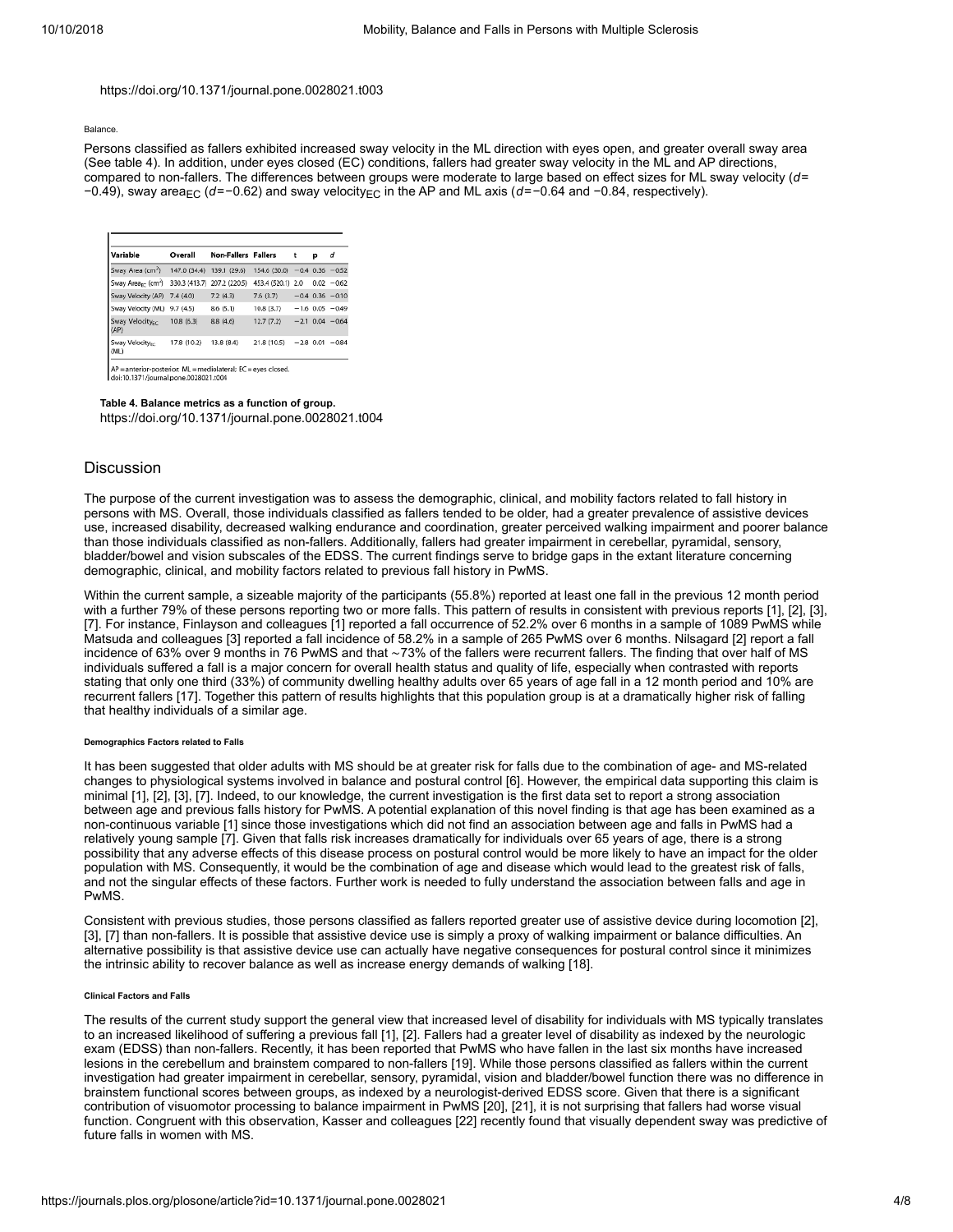https://doi.org/10.1371/journal.pone.0028021.t003

#### Balance.

Persons classified as fallers exhibited increased sway velocity in the ML direction with eyes open, and greater overall sway area (See table 4). In addition, under eyes closed (EC) conditions, fallers had greater sway velocity in the ML and AP directions, compared to non-fallers. The differences between groups were moderate to large based on effect sizes for ML sway velocity ($d=-0.49$), sway area$_{EC}$ ($d=-0.62$) and sway velocity$_{EC}$ in the AP and ML axis ($d=-0.64$ and $-0.84$, respectively).

| Variable | Overall | Non-Fallers | Fallers | t | p | d |
|---|---|---|---|---|---|---|
| Sway Area ($cm^2$) | 147.0 (34.4) | 139.1 (29.6) | 154.6 (30.0) | −0.4 | 0.36 | −0.52 |
| Sway Area$_{EC}$ ($cm^2$) | 330.3 (413.7) | 207.2 (220.5) | 453.4 (520.1) | 2.0 | 0.02 | −0.62 |
| Sway Velocity (AP) | 7.4 (4.0) | 7.2 (4.3) | 7.6 (3.7) | −0.4 | 0.36 | −0.10 |
| Sway Velocity (ML) | 9.7 (4.5) | 8.6 (5.1) | 10.8 (3.7) | −1.6 | 0.05 | −0.49 |
| Sway Velocity$_{EC}$ (AP) | 10.8 (6.3) | 8.8 (4.6) | 12.7 (7.2) | −2.1 | 0.04 | −0.64 |
| Sway Velocity$_{EC}$ (ML) | 17.8 (10.2) | 13.8 (8.4) | 21.8 (10.5) | −2.8 | 0.01 | −0.84 |

AP = anterior-posterior. ML = mediolateral; EC = eyes closed.
doi:10.1371/journal.pone.0028021.t004

**Table 4. Balance metrics as a function of group.**
https://doi.org/10.1371/journal.pone.0028021.t004

## Discussion

The purpose of the current investigation was to assess the demographic, clinical, and mobility factors related to fall history in persons with MS. Overall, those individuals classified as fallers tended to be older, had a greater prevalence of assistive devices use, increased disability, decreased walking endurance and coordination, greater perceived walking impairment and poorer balance than those individuals classified as non-fallers. Additionally, fallers had greater impairment in cerebellar, pyramidal, sensory, bladder/bowel and vision subscales of the EDSS. The current findings serve to bridge gaps in the extant literature concerning demographic, clinical, and mobility factors related to previous fall history in PwMS.

Within the current sample, a sizeable majority of the participants (55.8%) reported at least one fall in the previous 12 month period with a further 79% of these persons reporting two or more falls. This pattern of results in consistent with previous reports [1], [2], [3], [7]. For instance, Finlayson and colleagues [1] reported a fall occurrence of 52.2% over 6 months in a sample of 1089 PwMS while Matsuda and colleagues [3] reported a fall incidence of 58.2% in a sample of 265 PwMS over 6 months. Nilsagard [2] report a fall incidence of 63% over 9 months in 76 PwMS and that ~73% of the fallers were recurrent fallers. The finding that over half of MS individuals suffered a fall is a major concern for overall health status and quality of life, especially when contrasted with reports stating that only one third (33%) of community dwelling healthy adults over 65 years of age fall in a 12 month period and 10% are recurrent fallers [17]. Together this pattern of results highlights that this population group is at a dramatically higher risk of falling that healthy individuals of a similar age.

#### Demographics Factors related to Falls

It has been suggested that older adults with MS should be at greater risk for falls due to the combination of age- and MS-related changes to physiological systems involved in balance and postural control [6]. However, the empirical data supporting this claim is minimal [1], [2], [3], [7]. Indeed, to our knowledge, the current investigation is the first data set to report a strong association between age and previous falls history for PwMS. A potential explanation of this novel finding is that age has been examined as a non-continuous variable [1] since those investigations which did not find an association between age and falls in PwMS had a relatively young sample [7]. Given that falls risk increases dramatically for individuals over 65 years of age, there is a strong possibility that any adverse effects of this disease process on postural control would be more likely to have an impact for the older population with MS. Consequently, it would be the combination of age and disease which would lead to the greatest risk of falls, and not the singular effects of these factors. Further work is needed to fully understand the association between falls and age in PwMS.

Consistent with previous studies, those persons classified as fallers reported greater use of assistive device during locomotion [2], [3], [7] than non-fallers. It is possible that assistive device use is simply a proxy of walking impairment or balance difficulties. An alternative possibility is that assistive device use can actually have negative consequences for postural control since it minimizes the intrinsic ability to recover balance as well as increase energy demands of walking [18].

#### Clinical Factors and Falls

The results of the current study support the general view that increased level of disability for individuals with MS typically translates to an increased likelihood of suffering a previous fall [1], [2]. Fallers had a greater level of disability as indexed by the neurologic exam (EDSS) than non-fallers. Recently, it has been reported that PwMS who have fallen in the last six months have increased lesions in the cerebellum and brainstem compared to non-fallers [19]. While those persons classified as fallers within the current investigation had greater impairment in cerebellar, sensory, pyramidal, vision and bladder/bowel function there was no difference in brainstem functional scores between groups, as indexed by a neurologist-derived EDSS score. Given that there is a significant contribution of visuomotor processing to balance impairment in PwMS [20], [21], it is not surprising that fallers had worse visual function. Congruent with this observation, Kasser and colleagues [22] recently found that visually dependent sway was predictive of future falls in women with MS.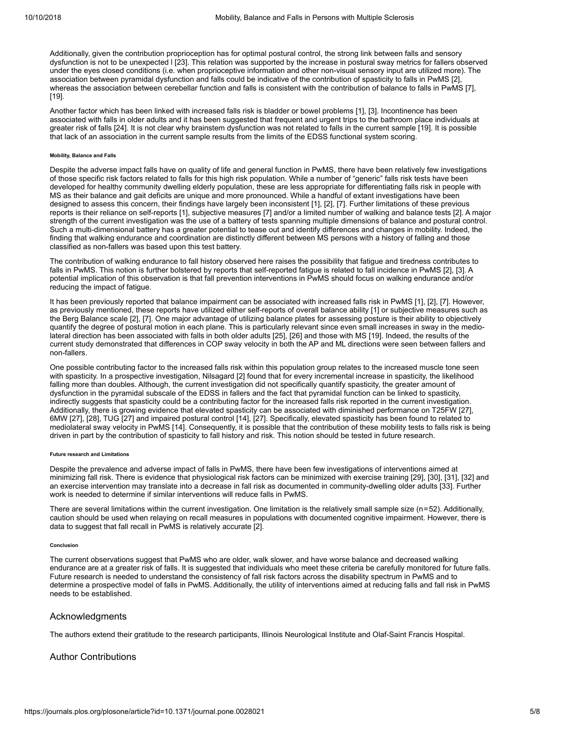Additionally, given the contribution proprioception has for optimal postural control, the strong link between falls and sensory dysfunction is not to be unexpected l [23]. This relation was supported by the increase in postural sway metrics for fallers observed under the eyes closed conditions (i.e. when proprioceptive information and other non-visual sensory input are utilized more). The association between pyramidal dysfunction and falls could be indicative of the contribution of spasticity to falls in PwMS [2], whereas the association between cerebellar function and falls is consistent with the contribution of balance to falls in PwMS [7], [19].

Another factor which has been linked with increased falls risk is bladder or bowel problems [1], [3]. Incontinence has been associated with falls in older adults and it has been suggested that frequent and urgent trips to the bathroom place individuals at greater risk of falls [24]. It is not clear why brainstem dysfunction was not related to falls in the current sample [19]. It is possible that lack of an association in the current sample results from the limits of the EDSS functional system scoring.

#### Mobility, Balance and Falls

Despite the adverse impact falls have on quality of life and general function in PwMS, there have been relatively few investigations of those specific risk factors related to falls for this high risk population. While a number of "generic" falls risk tests have been developed for healthy community dwelling elderly population, these are less appropriate for differentiating falls risk in people with MS as their balance and gait deficits are unique and more pronounced. While a handful of extant investigations have been designed to assess this concern, their findings have largely been inconsistent [1], [2], [7]. Further limitations of these previous reports is their reliance on self-reports [1], subjective measures [7] and/or a limited number of walking and balance tests [2]. A major strength of the current investigation was the use of a battery of tests spanning multiple dimensions of balance and postural control. Such a multi-dimensional battery has a greater potential to tease out and identify differences and changes in mobility. Indeed, the finding that walking endurance and coordination are distinctly different between MS persons with a history of falling and those classified as non-fallers was based upon this test battery.

The contribution of walking endurance to fall history observed here raises the possibility that fatigue and tiredness contributes to falls in PwMS. This notion is further bolstered by reports that self-reported fatigue is related to fall incidence in PwMS [2], [3]. A potential implication of this observation is that fall prevention interventions in PwMS should focus on walking endurance and/or reducing the impact of fatigue.

It has been previously reported that balance impairment can be associated with increased falls risk in PwMS [1], [2], [7]. However, as previously mentioned, these reports have utilized either self-reports of overall balance ability [1] or subjective measures such as the Berg Balance scale [2], [7]. One major advantage of utilizing balance plates for assessing posture is their ability to objectively quantify the degree of postural motion in each plane. This is particularly relevant since even small increases in sway in the medio-lateral direction has been associated with falls in both older adults [25], [26] and those with MS [19]. Indeed, the results of the current study demonstrated that differences in COP sway velocity in both the AP and ML directions were seen between fallers and non-fallers.

One possible contributing factor to the increased falls risk within this population group relates to the increased muscle tone seen with spasticity. In a prospective investigation, Nilsagard [2] found that for every incremental increase in spasticity, the likelihood falling more than doubles. Although, the current investigation did not specifically quantify spasticity, the greater amount of dysfunction in the pyramidal subscale of the EDSS in fallers and the fact that pyramidal function can be linked to spasticity, indirectly suggests that spasticity could be a contributing factor for the increased falls risk reported in the current investigation. Additionally, there is growing evidence that elevated spasticity can be associated with diminished performance on T25FW [27], 6MW [27], [28], TUG [27] and impaired postural control [14], [27]. Specifically, elevated spasticity has been found to related to mediolateral sway velocity in PwMS [14]. Consequently, it is possible that the contribution of these mobility tests to falls risk is being driven in part by the contribution of spasticity to fall history and risk. This notion should be tested in future research.

#### Future research and Limitations

Despite the prevalence and adverse impact of falls in PwMS, there have been few investigations of interventions aimed at minimizing fall risk. There is evidence that physiological risk factors can be minimized with exercise training [29], [30], [31], [32] and an exercise intervention may translate into a decrease in fall risk as documented in community-dwelling older adults [33]. Further work is needed to determine if similar interventions will reduce falls in PwMS.

There are several limitations within the current investigation. One limitation is the relatively small sample size (n = 52). Additionally, caution should be used when relaying on recall measures in populations with documented cognitive impairment. However, there is data to suggest that fall recall in PwMS is relatively accurate [2].

#### Conclusion

The current observations suggest that PwMS who are older, walk slower, and have worse balance and decreased walking endurance are at a greater risk of falls. It is suggested that individuals who meet these criteria be carefully monitored for future falls. Future research is needed to understand the consistency of fall risk factors across the disability spectrum in PwMS and to determine a prospective model of falls in PwMS. Additionally, the utility of interventions aimed at reducing falls and fall risk in PwMS needs to be established.

## Acknowledgments

The authors extend their gratitude to the research participants, Illinois Neurological Institute and Olaf-Saint Francis Hospital.

## Author Contributions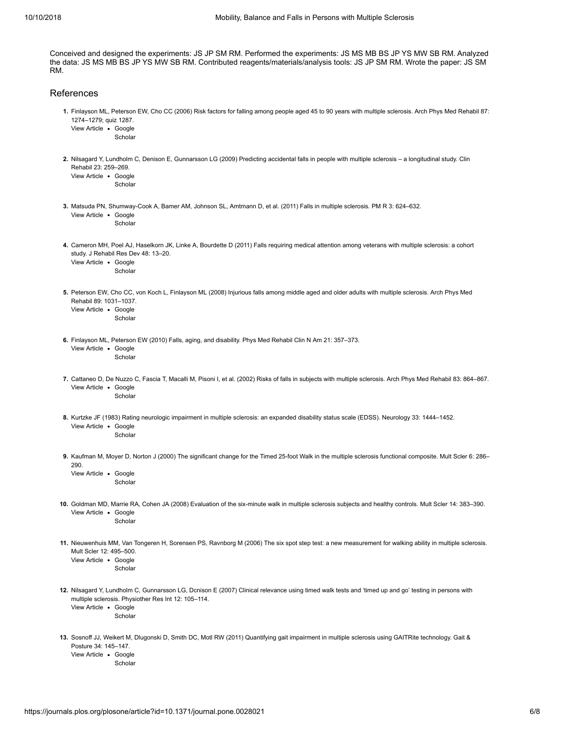Conceived and designed the experiments: JS JP SM RM. Performed the experiments: JS MS MB BS JP YS MW SB RM. Analyzed the data: JS MS MB BS JP YS MW SB RM. Contributed reagents/materials/analysis tools: JS JP SM RM. Wrote the paper: JS SM RM.

## References

1. Finlayson ML, Peterson EW, Cho CC (2006) Risk factors for falling among people aged 45 to 90 years with multiple sclerosis. Arch Phys Med Rehabil 87: 1274–1279; quiz 1287.
   View Article • Google Scholar

2. Nilsagard Y, Lundholm C, Denison E, Gunnarsson LG (2009) Predicting accidental falls in people with multiple sclerosis – a longitudinal study. Clin Rehabil 23: 259–269.
   View Article • Google Scholar

3. Matsuda PN, Shumway-Cook A, Bamer AM, Johnson SL, Amtmann D, et al. (2011) Falls in multiple sclerosis. PM R 3: 624–632.
   View Article • Google Scholar

4. Cameron MH, Poel AJ, Haselkorn JK, Linke A, Bourdette D (2011) Falls requiring medical attention among veterans with multiple sclerosis: a cohort study. J Rehabil Res Dev 48: 13–20.
   View Article • Google Scholar

5. Peterson EW, Cho CC, von Koch L, Finlayson ML (2008) Injurious falls among middle aged and older adults with multiple sclerosis. Arch Phys Med Rehabil 89: 1031–1037.
   View Article • Google Scholar

6. Finlayson ML, Peterson EW (2010) Falls, aging, and disability. Phys Med Rehabil Clin N Am 21: 357–373.
   View Article • Google Scholar

7. Cattaneo D, De Nuzzo C, Fascia T, Macalli M, Pisoni I, et al. (2002) Risks of falls in subjects with multiple sclerosis. Arch Phys Med Rehabil 83: 864–867.
   View Article • Google Scholar

8. Kurtzke JF (1983) Rating neurologic impairment in multiple sclerosis: an expanded disability status scale (EDSS). Neurology 33: 1444–1452.
   View Article • Google Scholar

9. Kaufman M, Moyer D, Norton J (2000) The significant change for the Timed 25-foot Walk in the multiple sclerosis functional composite. Mult Scler 6: 286–290.
   View Article • Google Scholar

10. Goldman MD, Marrie RA, Cohen JA (2008) Evaluation of the six-minute walk in multiple sclerosis subjects and healthy controls. Mult Scler 14: 383–390.
    View Article • Google Scholar

11. Nieuwenhuis MM, Van Tongeren H, Sorensen PS, Ravnborg M (2006) The six spot step test: a new measurement for walking ability in multiple sclerosis. Mult Scler 12: 495–500.
    View Article • Google Scholar

12. Nilsagard Y, Lundholm C, Gunnarsson LG, Dcnison E (2007) Clinical relevance using timed walk tests and 'timed up and go' testing in persons with multiple sclerosis. Physiother Res Int 12: 105–114.
    View Article • Google Scholar

13. Sosnoff JJ, Weikert M, Dlugonski D, Smith DC, Motl RW (2011) Quantifying gait impairment in multiple sclerosis using GAITRite technology. Gait & Posture 34: 145–147.
    View Article • Google Scholar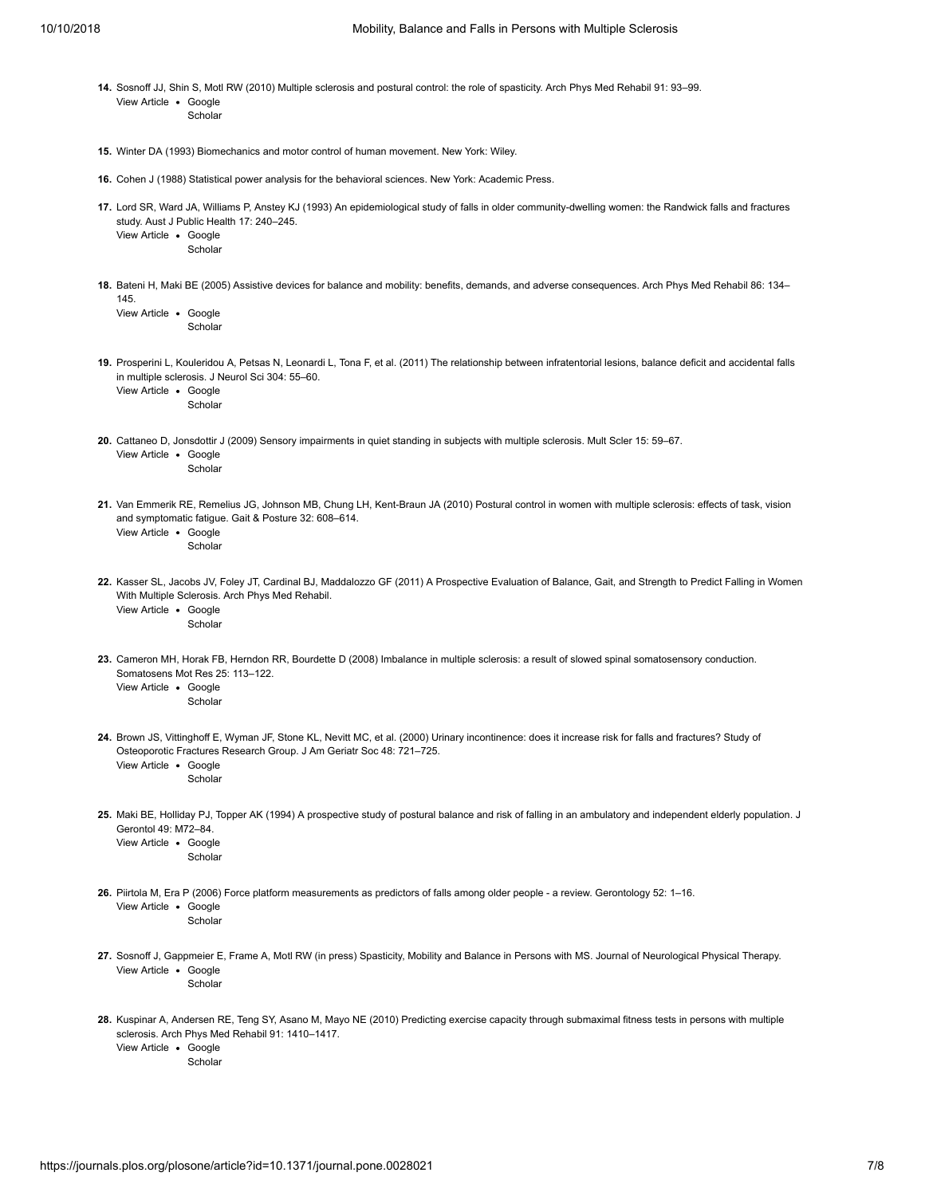14. Sosnoff JJ, Shin S, Motl RW (2010) Multiple sclerosis and postural control: the role of spasticity. Arch Phys Med Rehabil 91: 93–99.
View Article • Google Scholar

15. Winter DA (1993) Biomechanics and motor control of human movement. New York: Wiley.

16. Cohen J (1988) Statistical power analysis for the behavioral sciences. New York: Academic Press.

17. Lord SR, Ward JA, Williams P, Anstey KJ (1993) An epidemiological study of falls in older community-dwelling women: the Randwick falls and fractures study. Aust J Public Health 17: 240–245.
View Article • Google Scholar

18. Bateni H, Maki BE (2005) Assistive devices for balance and mobility: benefits, demands, and adverse consequences. Arch Phys Med Rehabil 86: 134–145.
View Article • Google Scholar

19. Prosperini L, Kouleridou A, Petsas N, Leonardi L, Tona F, et al. (2011) The relationship between infratentorial lesions, balance deficit and accidental falls in multiple sclerosis. J Neurol Sci 304: 55–60.
View Article • Google Scholar

20. Cattaneo D, Jonsdottir J (2009) Sensory impairments in quiet standing in subjects with multiple sclerosis. Mult Scler 15: 59–67.
View Article • Google Scholar

21. Van Emmerik RE, Remelius JG, Johnson MB, Chung LH, Kent-Braun JA (2010) Postural control in women with multiple sclerosis: effects of task, vision and symptomatic fatigue. Gait & Posture 32: 608–614.
View Article • Google Scholar

22. Kasser SL, Jacobs JV, Foley JT, Cardinal BJ, Maddalozzo GF (2011) A Prospective Evaluation of Balance, Gait, and Strength to Predict Falling in Women With Multiple Sclerosis. Arch Phys Med Rehabil.
View Article • Google Scholar

23. Cameron MH, Horak FB, Herndon RR, Bourdette D (2008) Imbalance in multiple sclerosis: a result of slowed spinal somatosensory conduction. Somatosens Mot Res 25: 113–122.
View Article • Google Scholar

24. Brown JS, Vittinghoff E, Wyman JF, Stone KL, Nevitt MC, et al. (2000) Urinary incontinence: does it increase risk for falls and fractures? Study of Osteoporotic Fractures Research Group. J Am Geriatr Soc 48: 721–725.
View Article • Google Scholar

25. Maki BE, Holliday PJ, Topper AK (1994) A prospective study of postural balance and risk of falling in an ambulatory and independent elderly population. J Gerontol 49: M72–84.
View Article • Google Scholar

26. Piirtola M, Era P (2006) Force platform measurements as predictors of falls among older people - a review. Gerontology 52: 1–16.
View Article • Google Scholar

27. Sosnoff J, Gappmeier E, Frame A, Motl RW (in press) Spasticity, Mobility and Balance in Persons with MS. Journal of Neurological Physical Therapy.
View Article • Google Scholar

28. Kuspinar A, Andersen RE, Teng SY, Asano M, Mayo NE (2010) Predicting exercise capacity through submaximal fitness tests in persons with multiple sclerosis. Arch Phys Med Rehabil 91: 1410–1417.
View Article • Google Scholar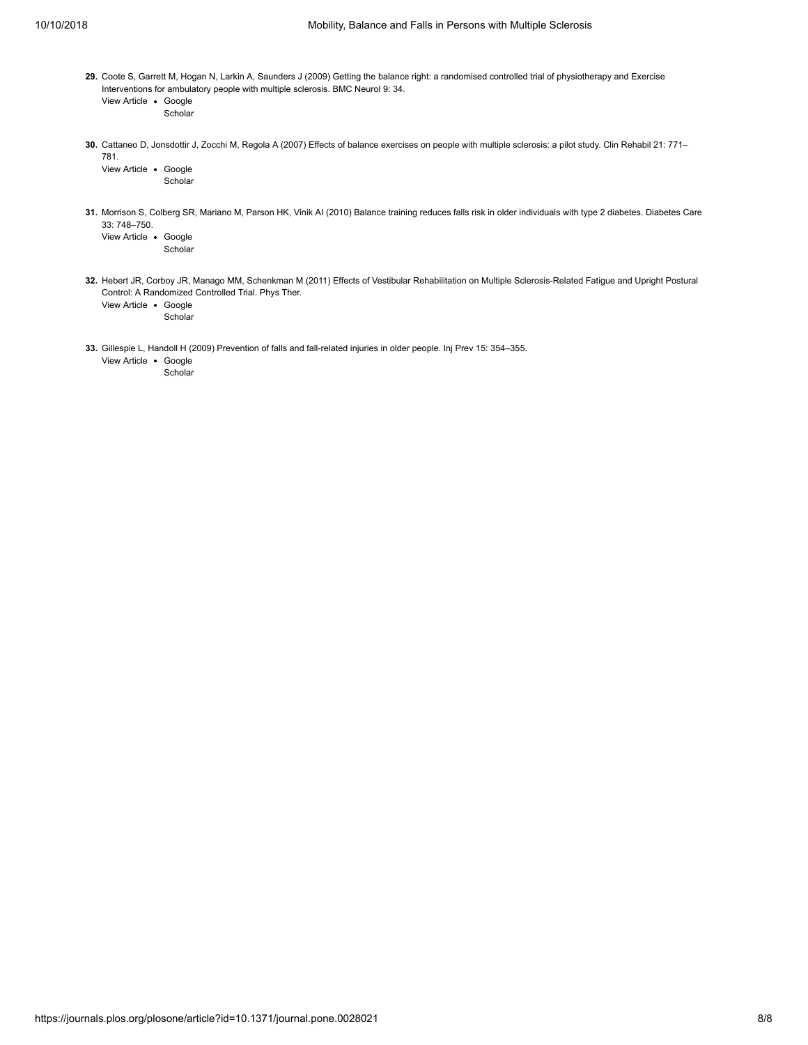29. Coote S, Garrett M, Hogan N, Larkin A, Saunders J (2009) Getting the balance right: a randomised controlled trial of physiotherapy and Exercise Interventions for ambulatory people with multiple sclerosis. BMC Neurol 9: 34.
View Article • Google Scholar

30. Cattaneo D, Jonsdottir J, Zocchi M, Regola A (2007) Effects of balance exercises on people with multiple sclerosis: a pilot study. Clin Rehabil 21: 771–781.
View Article • Google Scholar

31. Morrison S, Colberg SR, Mariano M, Parson HK, Vinik AI (2010) Balance training reduces falls risk in older individuals with type 2 diabetes. Diabetes Care 33: 748–750.
View Article • Google Scholar

32. Hebert JR, Corboy JR, Manago MM, Schenkman M (2011) Effects of Vestibular Rehabilitation on Multiple Sclerosis-Related Fatigue and Upright Postural Control: A Randomized Controlled Trial. Phys Ther.
View Article • Google Scholar

33. Gillespie L, Handoll H (2009) Prevention of falls and fall-related injuries in older people. Inj Prev 15: 354–355.
View Article • Google Scholar